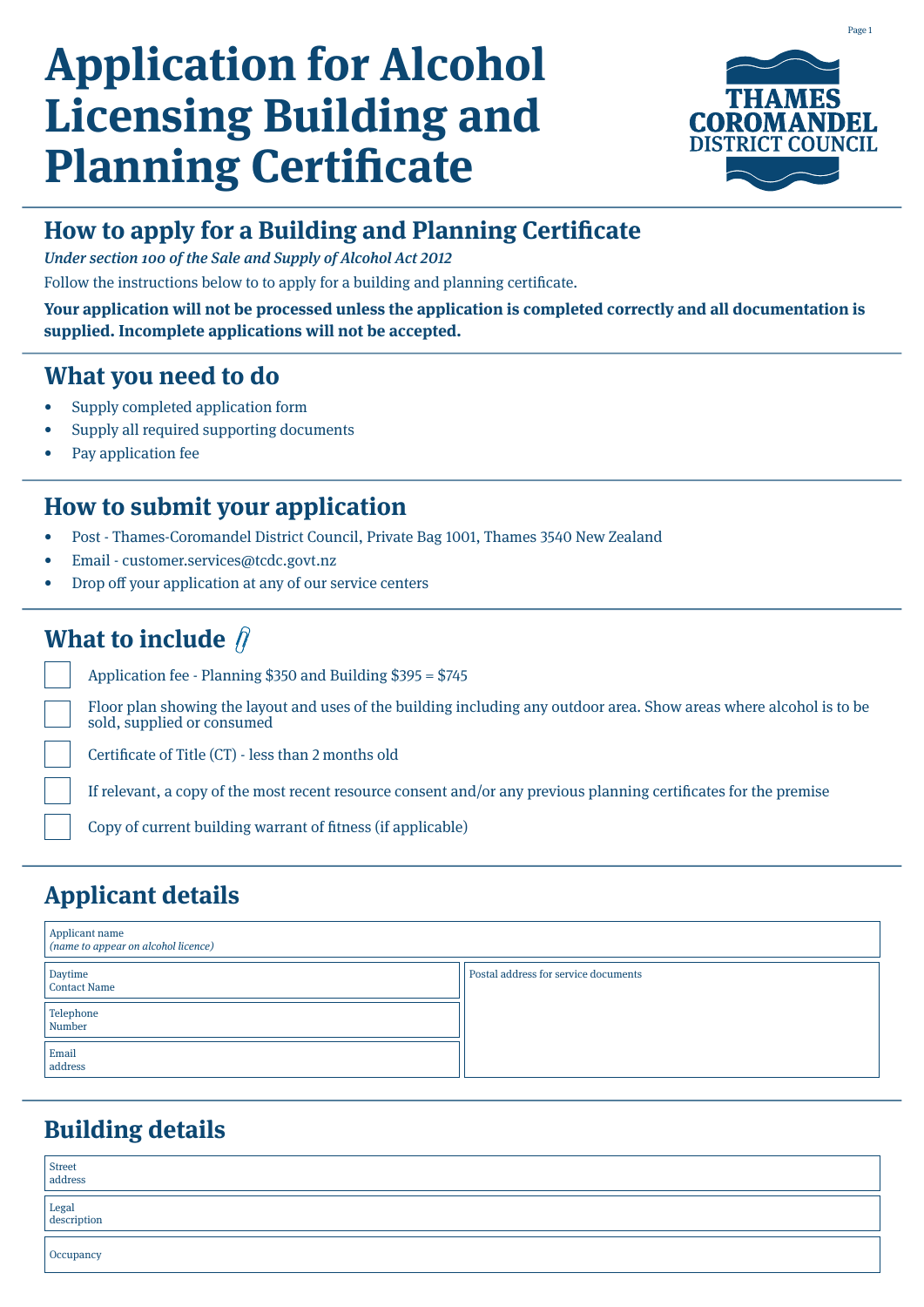# Application for Alcohol Licensing Building and Planning Certificate

## How to apply for a Building and Planning Certificate

*Under section 100 of the Sale and Supply of Alcohol Act 2012*

Follow the instructions below to to apply for a building and planning certificate.

**Your application will not be processed unless the application is completed correctly and all documentation is supplied. Incomplete applications will not be accepted.**

## What you need to do

- Supply completed application form
- Supply all required supporting documents
- Pay application fee

## How to submit your application

- Post - Thames-Coromandel District Council, Private Bag 1001, Thames 3540 New Zealand
- Email - customer.services@tcdc.govt.nz
- Drop off your application at any of our service centers

## What to include

- [ ] Application fee - Planning $350 and Building $395 = $745
- [ ] Floor plan showing the layout and uses of the building including any outdoor area. Show areas where alcohol is to be sold, supplied or consumed
- [ ] Certificate of Title (CT) - less than 2 months old
- [ ] If relevant, a copy of the most recent resource consent and/or any previous planning certificates for the premise
- [ ] Copy of current building warrant of fitness (if applicable)

## Applicant details

| Applicant name *(name to appear on alcohol licence)* | |
|---|---|
| Daytime Contact Name | Postal address for service documents |
| Telephone Number | |
| Email address | |

## Building details

| | |
|---|---|
| Street address | |
| Legal description | |
| Occupancy | |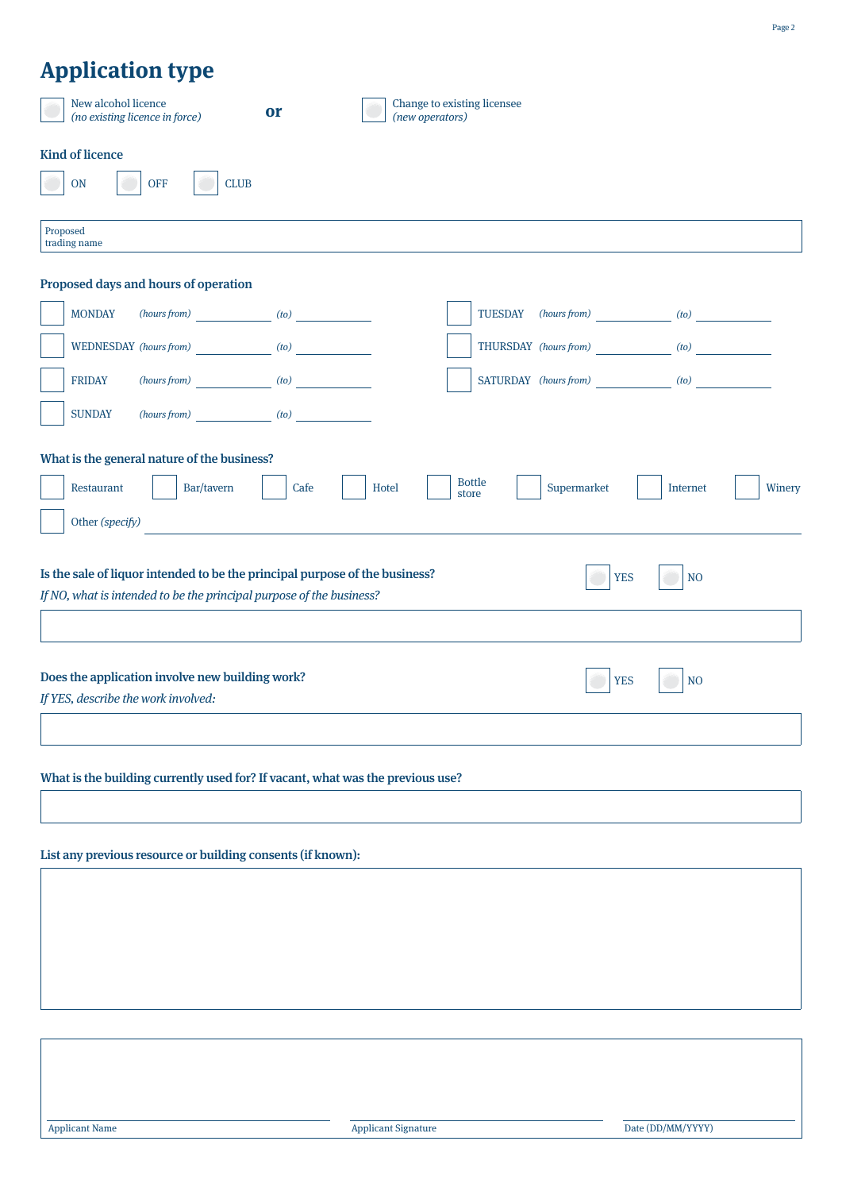# Application type

- ☐ New alcohol licence *(no existing licence in force)*

**or**

- ☐ Change to existing licensee *(new operators)*

## Kind of licence

☐ ON ☐ OFF ☐ CLUB

Proposed trading name: ______________________________

## Proposed days and hours of operation

| Day | *(hours from)* | *(to)* | Day | *(hours from)* | *(to)* |
|---|---|---|---|---|---|
| ☐ MONDAY | ________ | ________ | ☐ TUESDAY | ________ | ________ |
| ☐ WEDNESDAY | ________ | ________ | ☐ THURSDAY | ________ | ________ |
| ☐ FRIDAY | ________ | ________ | ☐ SATURDAY | ________ | ________ |
| ☐ SUNDAY | ________ | ________ | | | |

## What is the general nature of the business?

☐ Restaurant ☐ Bar/tavern ☐ Cafe ☐ Hotel ☐ Bottle store ☐ Supermarket ☐ Internet ☐ Winery

☐ Other *(specify)* ______________________________

## Is the sale of liquor intended to be the principal purpose of the business?

☐ YES ☐ NO

*If NO, what is intended to be the principal purpose of the business?*

______________________________

## Does the application involve new building work?

☐ YES ☐ NO

*If YES, describe the work involved:*

______________________________

## What is the building currently used for? If vacant, what was the previous use?

______________________________

## List any previous resource or building consents (if known):

______________________________

| Applicant Name | Applicant Signature | Date (DD/MM/YYYY) |
|---|---|---|
| | | |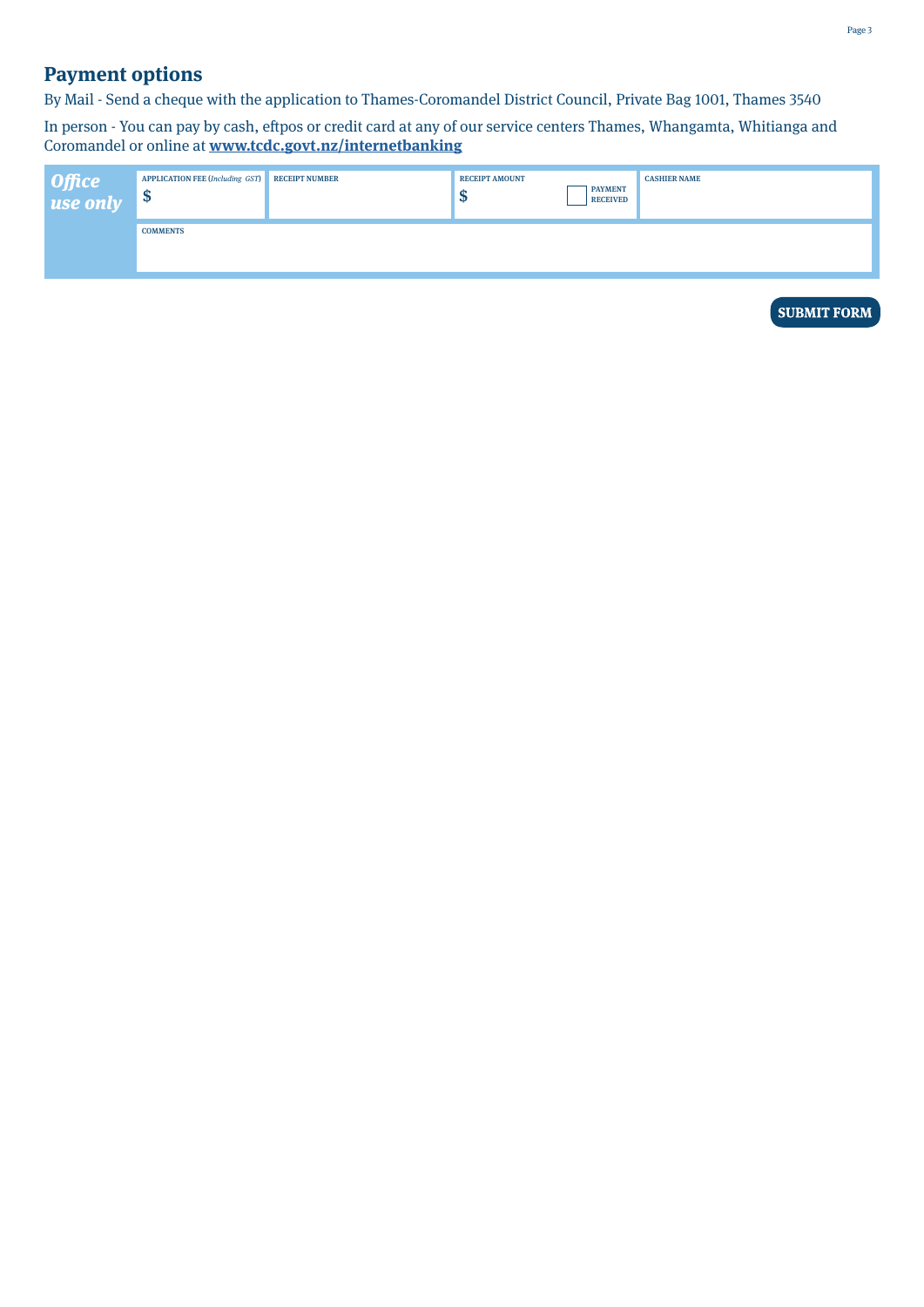## Payment options

By Mail - Send a cheque with the application to Thames-Coromandel District Council, Private Bag 1001, Thames 3540

In person - You can pay by cash, eftpos or credit card at any of our service centers Thames, Whangamta, Whitianga and Coromandel or online at **[www.tcdc.govt.nz/internetbanking](www.tcdc.govt.nz/internetbanking)**

| ***Office use only*** | APPLICATION FEE (*Including GST*) | RECEIPT NUMBER | RECEIPT AMOUNT | CASHIER NAME |
|---|---|---|---|---|
| | $ | | $ ☐ PAYMENT RECEIVED | |
| | COMMENTS | | | |

**SUBMIT FORM**